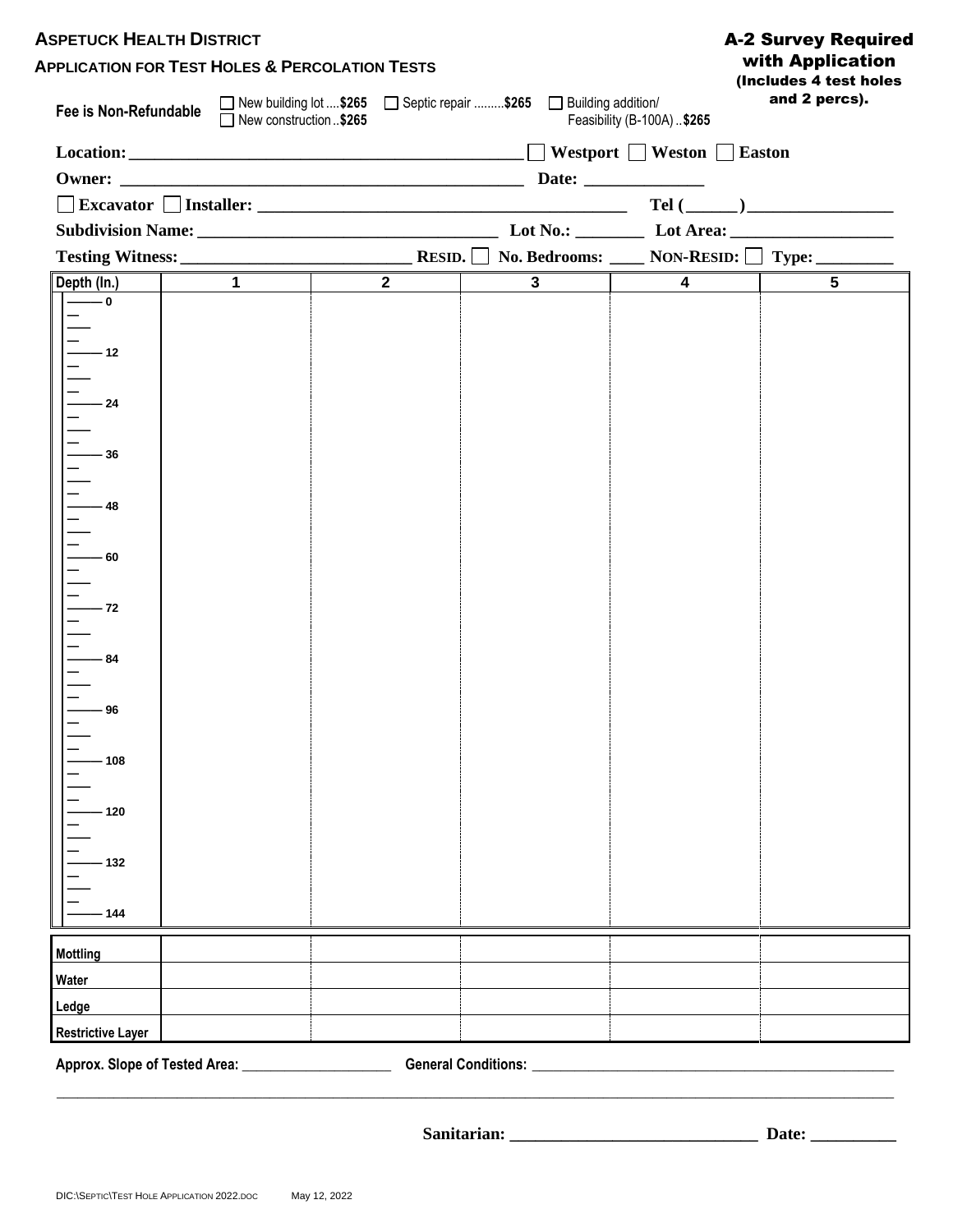# Aspetuck Health District

## Application for Test Holes & Percolation Tests

**A-2 Survey Required with Application** (Includes 4 test holes and 2 percs).

**Fee is Non-Refundable** ☐ New building lot ....**$265** ☐ New construction ..**$265** ☐ Septic repair .........**$265** ☐ Building addition/ Feasibility (B-100A) ..**$265**

**Location:** _______________________________________________ ☐ **Westport** ☐ **Weston** ☐ **Easton**

**Owner:** _______________________________________________ **Date:** ______________

☐ **Excavator** ☐ **Installer:** ___________________________________________ **Tel (______)** ________________

**Subdivision Name:** ___________________________________ **Lot No.:** ________ **Lot Area:** ___________________

**Testing Witness:** ___________________________ **RESID.** ☐ **No. Bedrooms:** ____ **NON-RESID:** ☐ **Type:** _________

| Depth (In.) | 1 | 2 | 3 | 4 | 5 |
|---|---|---|---|---|---|
| 0 | | | | | |
| 12 | | | | | |
| 24 | | | | | |
| 36 | | | | | |
| 48 | | | | | |
| 60 | | | | | |
| 72 | | | | | |
| 84 | | | | | |
| 96 | | | | | |
| 108 | | | | | |
| 120 | | | | | |
| 132 | | | | | |
| 144 | | | | | |

| | 1 | 2 | 3 | 4 | 5 |
|---|---|---|---|---|---|
| Mottling | | | | | |
| Water | | | | | |
| Ledge | | | | | |
| Restrictive Layer | | | | | |

**Approx. Slope of Tested Area:** ____________________ **General Conditions:** __________________________________________________

_____________________________________________________________________________________________________________

**Sanitarian:** _____________________________ **Date:** __________

DIC:\SEPTIC\TEST HOLE APPLICATION 2022.DOC May 12, 2022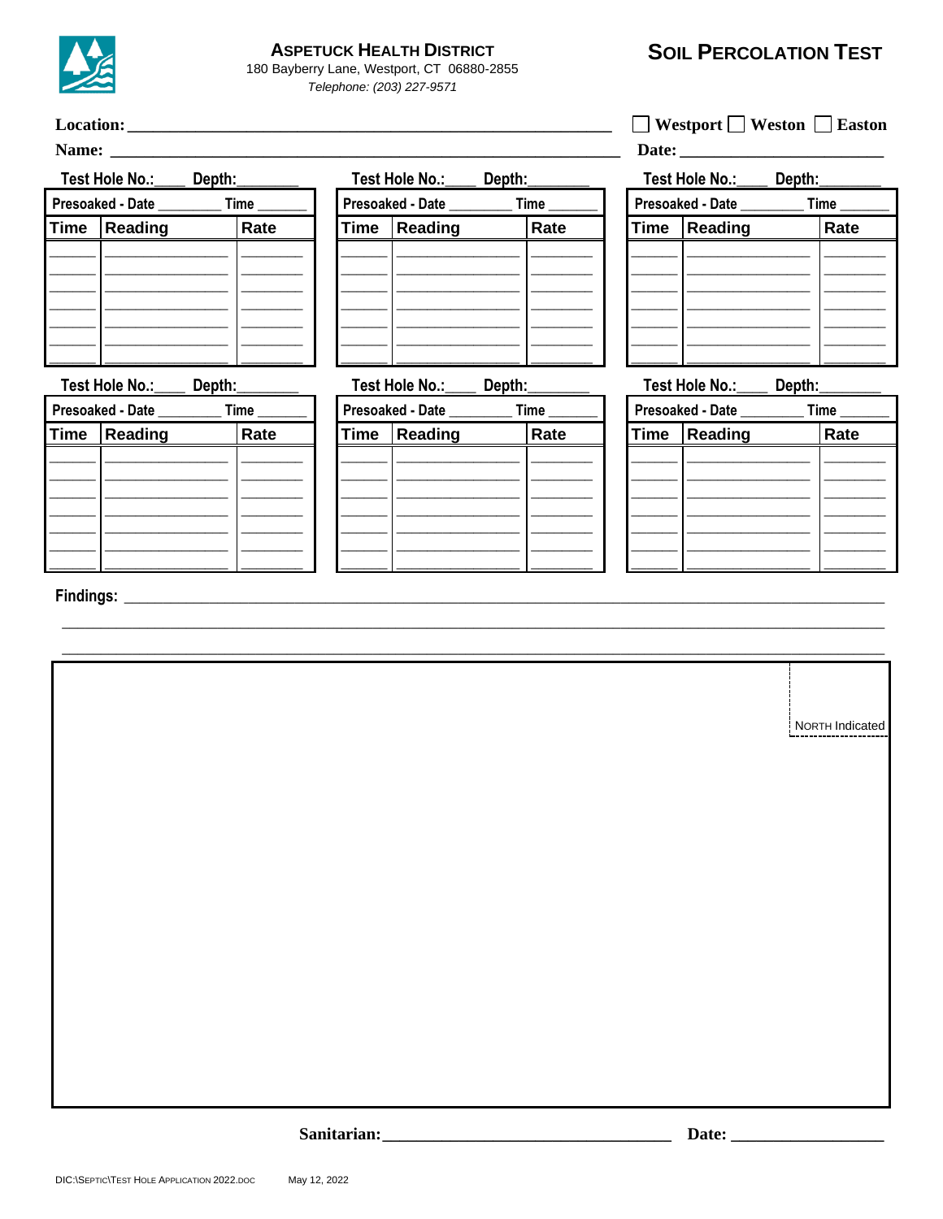**ASPETUCK HEALTH DISTRICT**
180 Bayberry Lane, Westport, CT 06880-2855
*Telephone: (203) 227-9571*

# SOIL PERCOLATION TEST

**Location:** ________________________________________________ ☐ **Westport** ☐ **Weston** ☐ **Easton**

**Name:** ________________________________________________ **Date:** ____________________

**Test Hole No.:____ Depth:_______**

| Presoaked - Date ________ Time ______ | | |
|---|---|---|
| Time | Reading | Rate |
| | | |
| | | |
| | | |
| | | |
| | | |
| | | |
| | | |

**Test Hole No.:____ Depth:_______**

| Presoaked - Date ________ Time ______ | | |
|---|---|---|
| Time | Reading | Rate |
| | | |
| | | |
| | | |
| | | |
| | | |
| | | |
| | | |

**Test Hole No.:____ Depth:_______**

| Presoaked - Date ________ Time ______ | | |
|---|---|---|
| Time | Reading | Rate |
| | | |
| | | |
| | | |
| | | |
| | | |
| | | |
| | | |

**Test Hole No.:____ Depth:_______**

| Presoaked - Date ________ Time ______ | | |
|---|---|---|
| Time | Reading | Rate |
| | | |
| | | |
| | | |
| | | |
| | | |
| | | |
| | | |

**Test Hole No.:____ Depth:_______**

| Presoaked - Date ________ Time ______ | | |
|---|---|---|
| Time | Reading | Rate |
| | | |
| | | |
| | | |
| | | |
| | | |
| | | |
| | | |

**Test Hole No.:____ Depth:_______**

| Presoaked - Date ________ Time ______ | | |
|---|---|---|
| Time | Reading | Rate |
| | | |
| | | |
| | | |
| | | |
| | | |
| | | |
| | | |

**Findings:** ______________________________________________________________________

______________________________________________________________________

______________________________________________________________________

NORTH Indicated

**Sanitarian:** ______________________________ **Date:** ________________

DIC:\SEPTIC\TEST HOLE APPLICATION 2022.DOC May 12, 2022